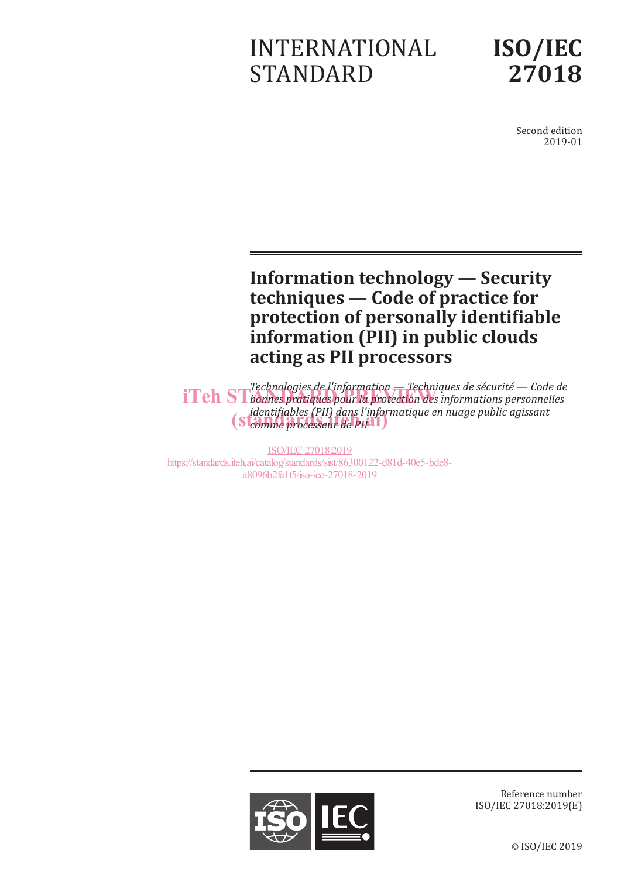# INTERNATIONAL STANDARD

# ISO/IEC 27018

Second edition
2019-01

## Information technology — Security techniques — Code of practice for protection of personally identifiable information (PII) in public clouds acting as PII processors

*Technologies de l'information — Techniques de sécurité — Code de bonnes pratiques pour la protection des informations personnelles identifiables (PII) dans l'informatique en nuage public agissant comme processeur de PII*

iTeh STANDARD PREVIEW
(standards.iteh.ai)

ISO/IEC 27018:2019
https://standards.iteh.ai/catalog/standards/sist/86300122-d81d-40e5-bde8-a8096b2fa1f5/iso-iec-27018-2019

Reference number
ISO/IEC 27018:2019(E)

© ISO/IEC 2019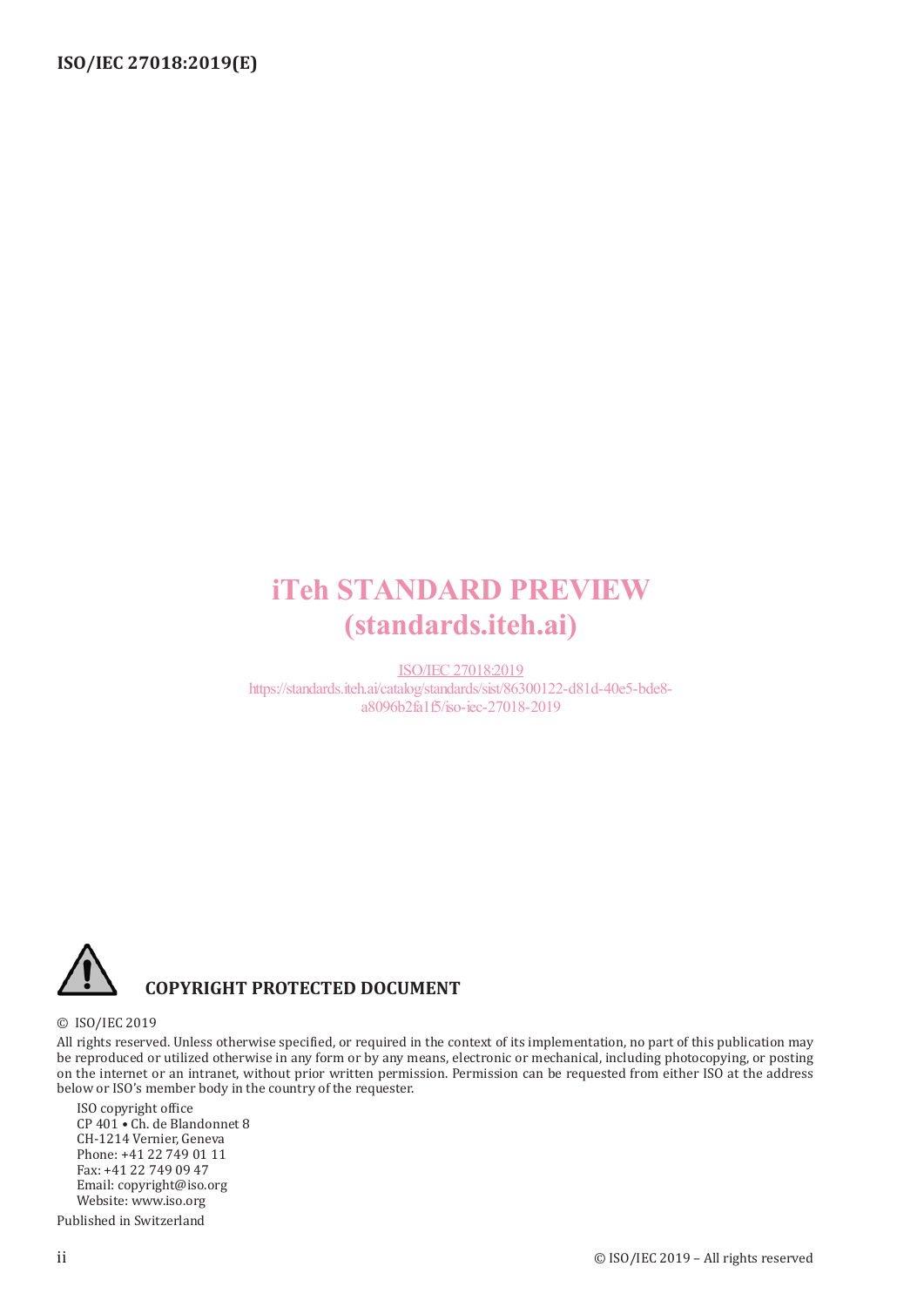iTeh STANDARD PREVIEW
(standards.iteh.ai)

ISO/IEC 27018:2019
https://standards.iteh.ai/catalog/standards/sist/86300122-d81d-40e5-bde8-a8096b2fa1f5/iso-iec-27018-2019

**COPYRIGHT PROTECTED DOCUMENT**

© ISO/IEC 2019

All rights reserved. Unless otherwise specified, or required in the context of its implementation, no part of this publication may be reproduced or utilized otherwise in any form or by any means, electronic or mechanical, including photocopying, or posting on the internet or an intranet, without prior written permission. Permission can be requested from either ISO at the address below or ISO's member body in the country of the requester.

ISO copyright office
CP 401 • Ch. de Blandonnet 8
CH-1214 Vernier, Geneva
Phone: +41 22 749 01 11
Fax: +41 22 749 09 47
Email: copyright@iso.org
Website: www.iso.org

Published in Switzerland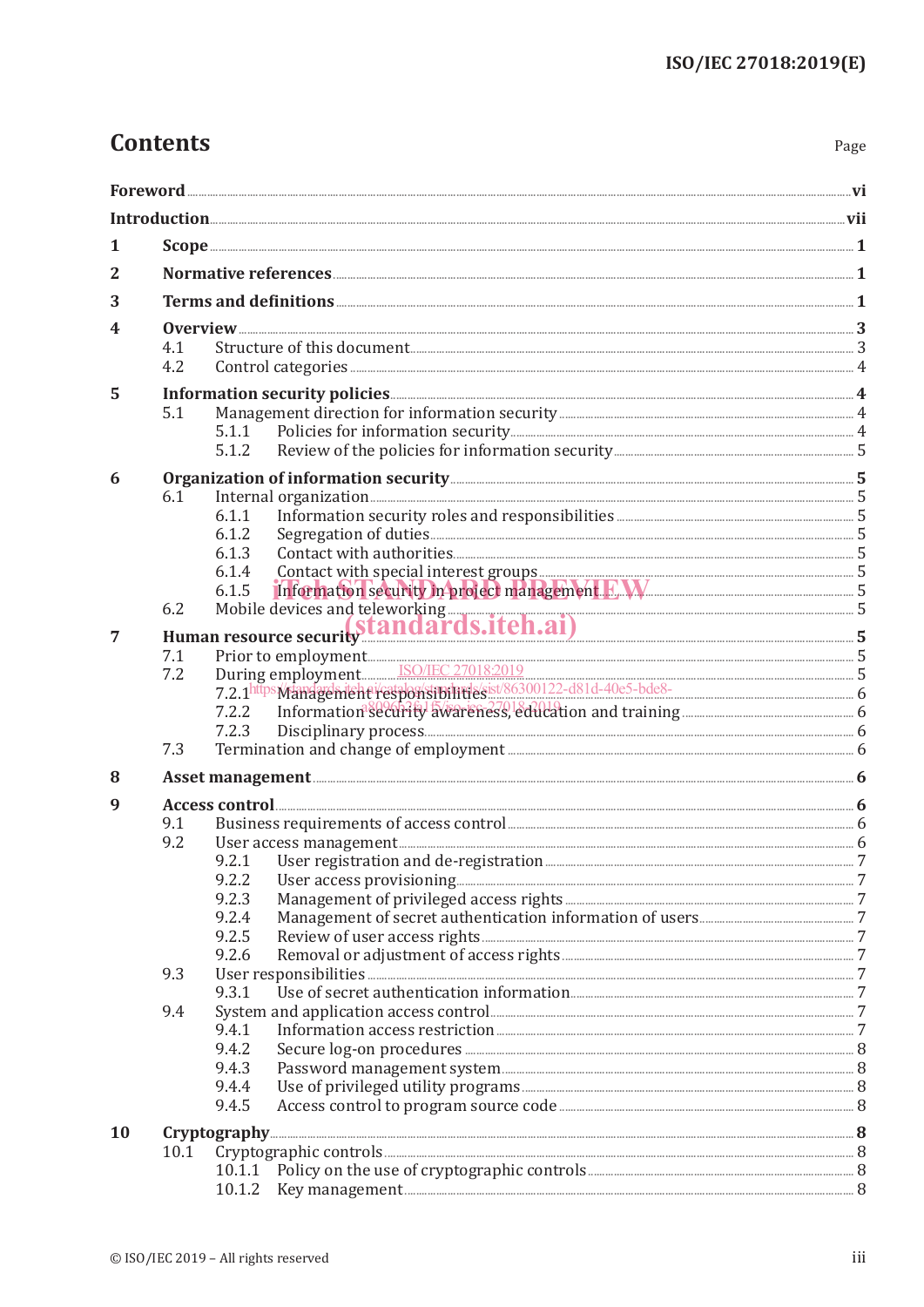# Contents

Page

**Foreword** ..... **vi**

**Introduction** ..... **vii**

**1 Scope** ..... **1**

**2 Normative references** ..... **1**

**3 Terms and definitions** ..... **1**

**4 Overview** ..... **3**

- 4.1 Structure of this document ..... 3
- 4.2 Control categories ..... 4

**5 Information security policies** ..... **4**

- 5.1 Management direction for information security ..... 4
  - 5.1.1 Policies for information security ..... 4
  - 5.1.2 Review of the policies for information security ..... 5

**6 Organization of information security** ..... **5**

- 6.1 Internal organization ..... 5
  - 6.1.1 Information security roles and responsibilities ..... 5
  - 6.1.2 Segregation of duties ..... 5
  - 6.1.3 Contact with authorities ..... 5
  - 6.1.4 Contact with special interest groups ..... 5
  - 6.1.5 Information security in project management ..... 5
- 6.2 Mobile devices and teleworking ..... 5

**7 Human resource security** ..... **5**

- 7.1 Prior to employment ..... 5
- 7.2 During employment ..... 5
  - 7.2.1 Management responsibilities ..... 6
  - 7.2.2 Information security awareness, education and training ..... 6
  - 7.2.3 Disciplinary process ..... 6
- 7.3 Termination and change of employment ..... 6

**8 Asset management** ..... **6**

**9 Access control** ..... **6**

- 9.1 Business requirements of access control ..... 6
- 9.2 User access management ..... 6
  - 9.2.1 User registration and de-registration ..... 7
  - 9.2.2 User access provisioning ..... 7
  - 9.2.3 Management of privileged access rights ..... 7
  - 9.2.4 Management of secret authentication information of users ..... 7
  - 9.2.5 Review of user access rights ..... 7
  - 9.2.6 Removal or adjustment of access rights ..... 7
- 9.3 User responsibilities ..... 7
  - 9.3.1 Use of secret authentication information ..... 7
- 9.4 System and application access control ..... 7
  - 9.4.1 Information access restriction ..... 7
  - 9.4.2 Secure log-on procedures ..... 8
  - 9.4.3 Password management system ..... 8
  - 9.4.4 Use of privileged utility programs ..... 8
  - 9.4.5 Access control to program source code ..... 8

**10 Cryptography** ..... **8**

- 10.1 Cryptographic controls ..... 8
  - 10.1.1 Policy on the use of cryptographic controls ..... 8
  - 10.1.2 Key management ..... 8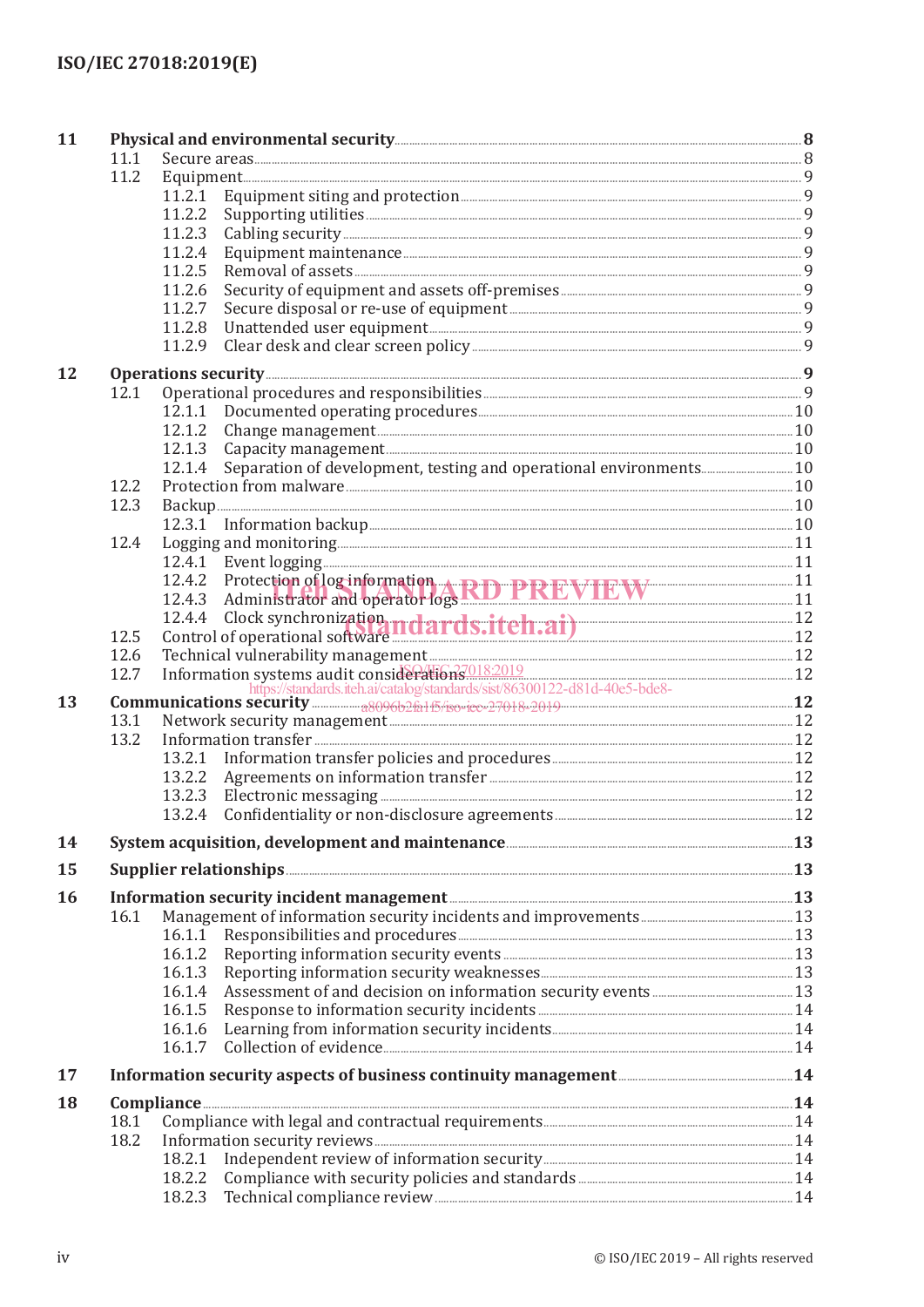| | | |
|---|---|---|
| **11** | **Physical and environmental security** | **8** |
| 11.1 | Secure areas | 8 |
| 11.2 | Equipment | 9 |
| 11.2.1 | Equipment siting and protection | 9 |
| 11.2.2 | Supporting utilities | 9 |
| 11.2.3 | Cabling security | 9 |
| 11.2.4 | Equipment maintenance | 9 |
| 11.2.5 | Removal of assets | 9 |
| 11.2.6 | Security of equipment and assets off-premises | 9 |
| 11.2.7 | Secure disposal or re-use of equipment | 9 |
| 11.2.8 | Unattended user equipment | 9 |
| 11.2.9 | Clear desk and clear screen policy | 9 |
| **12** | **Operations security** | **9** |
| 12.1 | Operational procedures and responsibilities | 9 |
| 12.1.1 | Documented operating procedures | 10 |
| 12.1.2 | Change management | 10 |
| 12.1.3 | Capacity management | 10 |
| 12.1.4 | Separation of development, testing and operational environments | 10 |
| 12.2 | Protection from malware | 10 |
| 12.3 | Backup | 10 |
| 12.3.1 | Information backup | 10 |
| 12.4 | Logging and monitoring | 11 |
| 12.4.1 | Event logging | 11 |
| 12.4.2 | Protection of log information | 11 |
| 12.4.3 | Administrator and operator logs | 11 |
| 12.4.4 | Clock synchronization | 12 |
| 12.5 | Control of operational software | 12 |
| 12.6 | Technical vulnerability management | 12 |
| 12.7 | Information systems audit considerations | 12 |
| **13** | **Communications security** | **12** |
| 13.1 | Network security management | 12 |
| 13.2 | Information transfer | 12 |
| 13.2.1 | Information transfer policies and procedures | 12 |
| 13.2.2 | Agreements on information transfer | 12 |
| 13.2.3 | Electronic messaging | 12 |
| 13.2.4 | Confidentiality or non-disclosure agreements | 12 |
| **14** | **System acquisition, development and maintenance** | **13** |
| **15** | **Supplier relationships** | **13** |
| **16** | **Information security incident management** | **13** |
| 16.1 | Management of information security incidents and improvements | 13 |
| 16.1.1 | Responsibilities and procedures | 13 |
| 16.1.2 | Reporting information security events | 13 |
| 16.1.3 | Reporting information security weaknesses | 13 |
| 16.1.4 | Assessment of and decision on information security events | 13 |
| 16.1.5 | Response to information security incidents | 14 |
| 16.1.6 | Learning from information security incidents | 14 |
| 16.1.7 | Collection of evidence | 14 |
| **17** | **Information security aspects of business continuity management** | **14** |
| **18** | **Compliance** | **14** |
| 18.1 | Compliance with legal and contractual requirements | 14 |
| 18.2 | Information security reviews | 14 |
| 18.2.1 | Independent review of information security | 14 |
| 18.2.2 | Compliance with security policies and standards | 14 |
| 18.2.3 | Technical compliance review | 14 |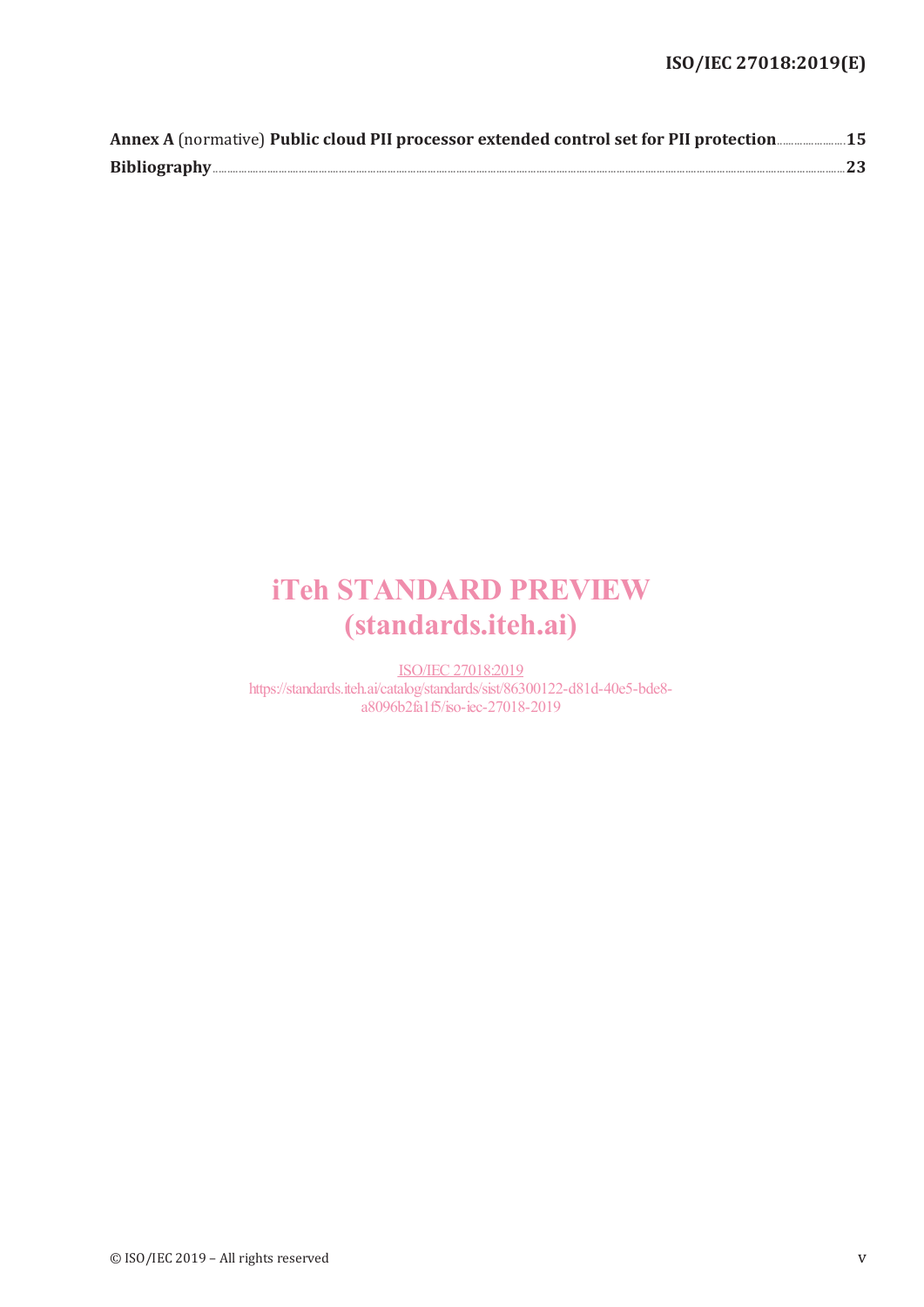**Annex A** (normative) **Public cloud PII processor extended control set for PII protection** .......... **15**

**Bibliography** .......... **23**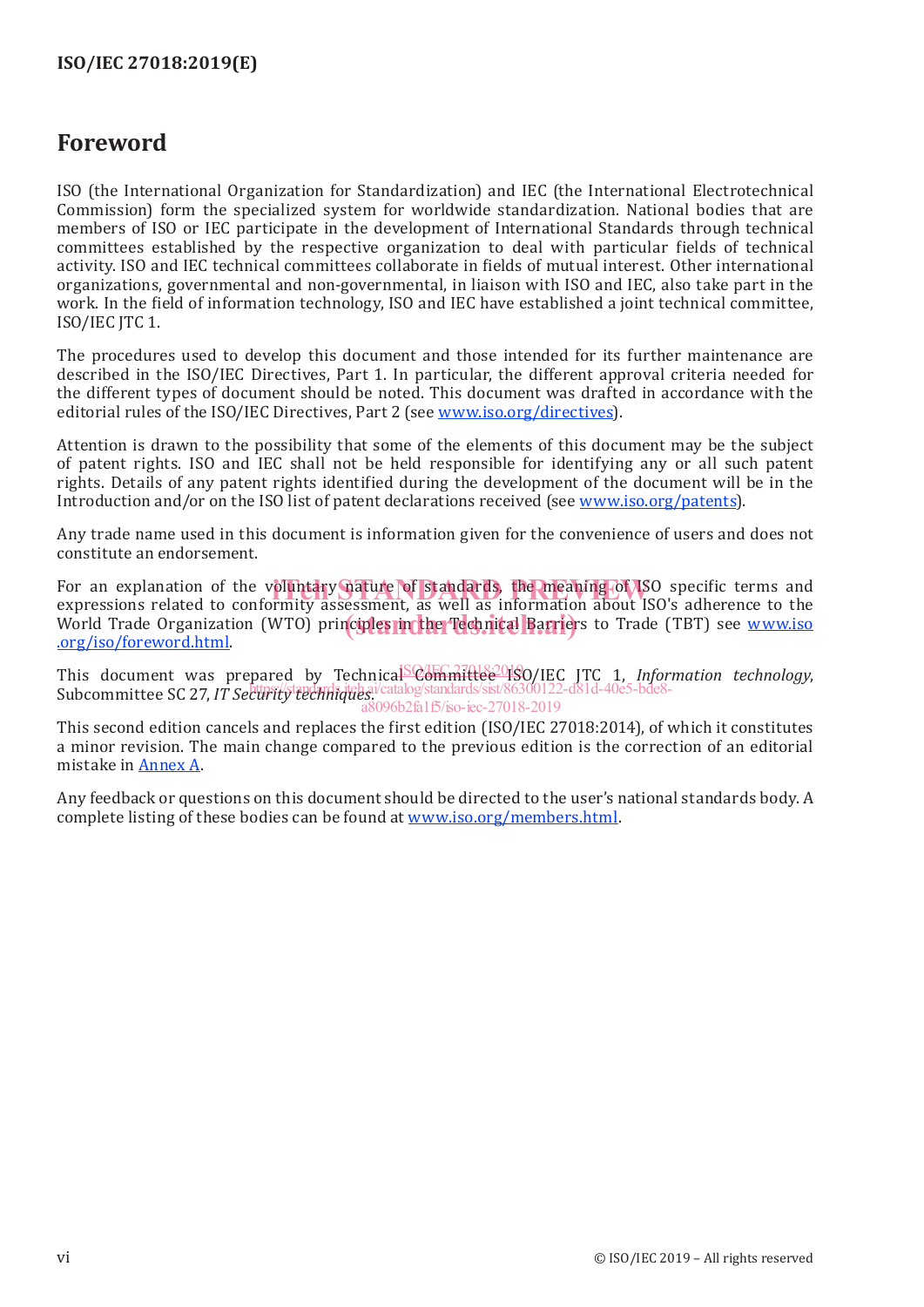# Foreword

ISO (the International Organization for Standardization) and IEC (the International Electrotechnical Commission) form the specialized system for worldwide standardization. National bodies that are members of ISO or IEC participate in the development of International Standards through technical committees established by the respective organization to deal with particular fields of technical activity. ISO and IEC technical committees collaborate in fields of mutual interest. Other international organizations, governmental and non-governmental, in liaison with ISO and IEC, also take part in the work. In the field of information technology, ISO and IEC have established a joint technical committee, ISO/IEC JTC 1.

The procedures used to develop this document and those intended for its further maintenance are described in the ISO/IEC Directives, Part 1. In particular, the different approval criteria needed for the different types of document should be noted. This document was drafted in accordance with the editorial rules of the ISO/IEC Directives, Part 2 (see www.iso.org/directives).

Attention is drawn to the possibility that some of the elements of this document may be the subject of patent rights. ISO and IEC shall not be held responsible for identifying any or all such patent rights. Details of any patent rights identified during the development of the document will be in the Introduction and/or on the ISO list of patent declarations received (see www.iso.org/patents).

Any trade name used in this document is information given for the convenience of users and does not constitute an endorsement.

For an explanation of the voluntary nature of standards, the meaning of ISO specific terms and expressions related to conformity assessment, as well as information about ISO's adherence to the World Trade Organization (WTO) principles in the Technical Barriers to Trade (TBT) see www.iso.org/iso/foreword.html.

This document was prepared by Technical Committee ISO/IEC JTC 1, *Information technology*, Subcommittee SC 27, *IT Security techniques*.

This second edition cancels and replaces the first edition (ISO/IEC 27018:2014), of which it constitutes a minor revision. The main change compared to the previous edition is the correction of an editorial mistake in Annex A.

Any feedback or questions on this document should be directed to the user's national standards body. A complete listing of these bodies can be found at www.iso.org/members.html.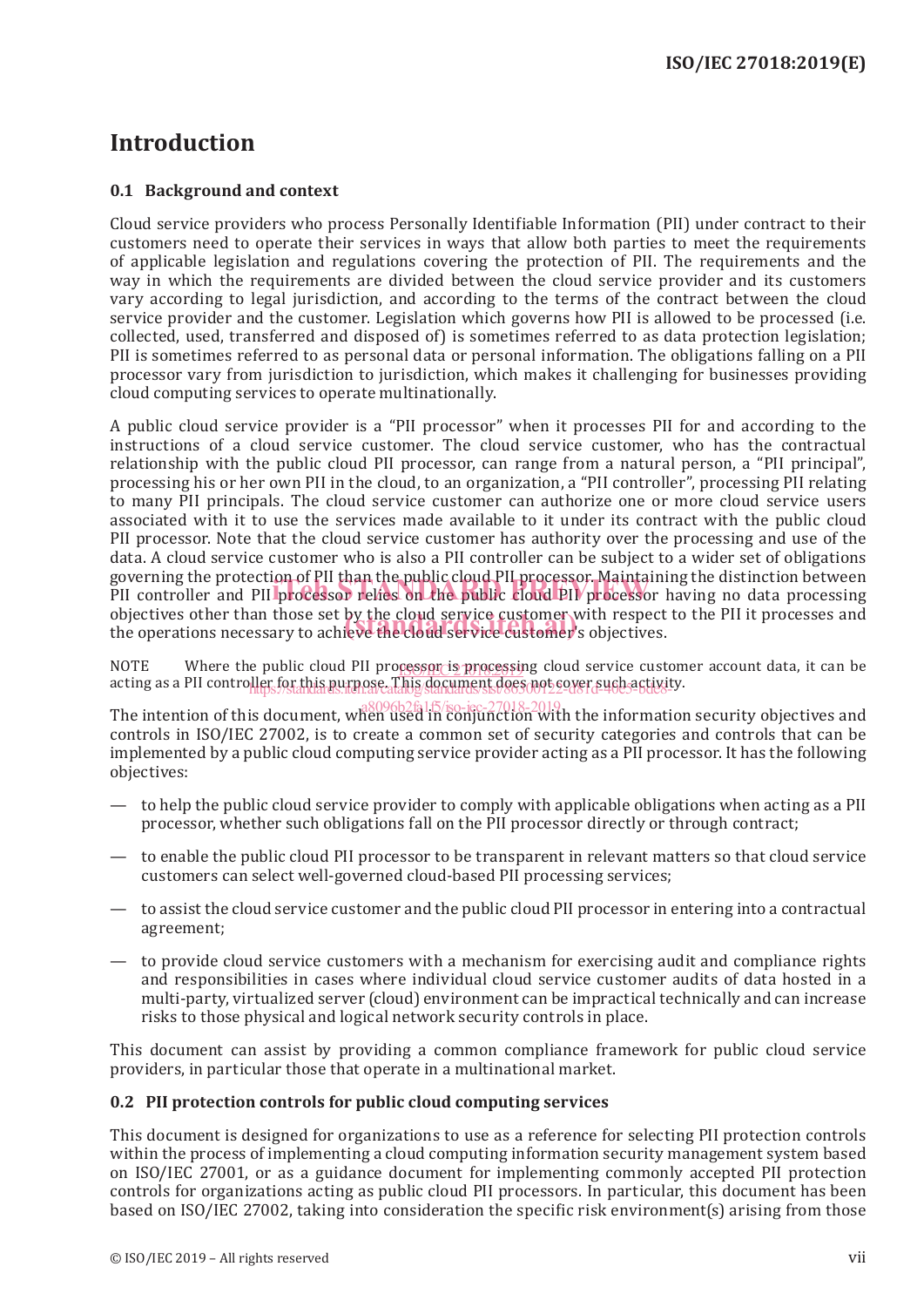# Introduction

## 0.1 Background and context

Cloud service providers who process Personally Identifiable Information (PII) under contract to their customers need to operate their services in ways that allow both parties to meet the requirements of applicable legislation and regulations covering the protection of PII. The requirements and the way in which the requirements are divided between the cloud service provider and its customers vary according to legal jurisdiction, and according to the terms of the contract between the cloud service provider and the customer. Legislation which governs how PII is allowed to be processed (i.e. collected, used, transferred and disposed of) is sometimes referred to as data protection legislation; PII is sometimes referred to as personal data or personal information. The obligations falling on a PII processor vary from jurisdiction to jurisdiction, which makes it challenging for businesses providing cloud computing services to operate multinationally.

A public cloud service provider is a "PII processor" when it processes PII for and according to the instructions of a cloud service customer. The cloud service customer, who has the contractual relationship with the public cloud PII processor, can range from a natural person, a "PII principal", processing his or her own PII in the cloud, to an organization, a "PII controller", processing PII relating to many PII principals. The cloud service customer can authorize one or more cloud service users associated with it to use the services made available to it under its contract with the public cloud PII processor. Note that the cloud service customer has authority over the processing and use of the data. A cloud service customer who is also a PII controller can be subject to a wider set of obligations governing the protection of PII than the public cloud PII processor. Maintaining the distinction between PII controller and PII processor relies on the public cloud PII processor having no data processing objectives other than those set by the cloud service customer with respect to the PII it processes and the operations necessary to achieve the cloud service customer's objectives.

NOTE Where the public cloud PII processor is processing cloud service customer account data, it can be acting as a PII controller for this purpose. This document does not cover such activity.

The intention of this document, when used in conjunction with the information security objectives and controls in ISO/IEC 27002, is to create a common set of security categories and controls that can be implemented by a public cloud computing service provider acting as a PII processor. It has the following objectives:

— to help the public cloud service provider to comply with applicable obligations when acting as a PII processor, whether such obligations fall on the PII processor directly or through contract;

— to enable the public cloud PII processor to be transparent in relevant matters so that cloud service customers can select well-governed cloud-based PII processing services;

— to assist the cloud service customer and the public cloud PII processor in entering into a contractual agreement;

— to provide cloud service customers with a mechanism for exercising audit and compliance rights and responsibilities in cases where individual cloud service customer audits of data hosted in a multi-party, virtualized server (cloud) environment can be impractical technically and can increase risks to those physical and logical network security controls in place.

This document can assist by providing a common compliance framework for public cloud service providers, in particular those that operate in a multinational market.

## 0.2 PII protection controls for public cloud computing services

This document is designed for organizations to use as a reference for selecting PII protection controls within the process of implementing a cloud computing information security management system based on ISO/IEC 27001, or as a guidance document for implementing commonly accepted PII protection controls for organizations acting as public cloud PII processors. In particular, this document has been based on ISO/IEC 27002, taking into consideration the specific risk environment(s) arising from those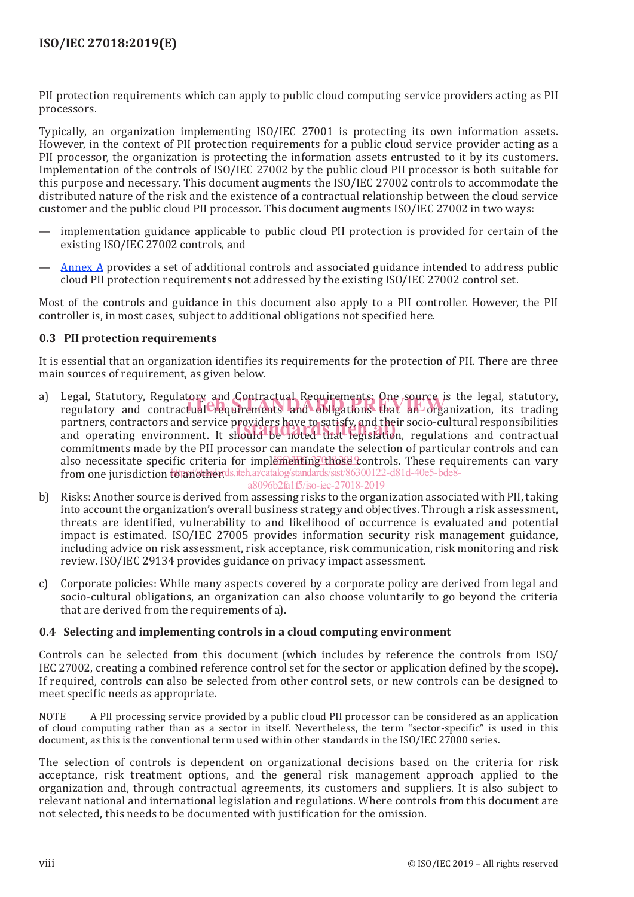PII protection requirements which can apply to public cloud computing service providers acting as PII processors.

Typically, an organization implementing ISO/IEC 27001 is protecting its own information assets. However, in the context of PII protection requirements for a public cloud service provider acting as a PII processor, the organization is protecting the information assets entrusted to it by its customers. Implementation of the controls of ISO/IEC 27002 by the public cloud PII processor is both suitable for this purpose and necessary. This document augments the ISO/IEC 27002 controls to accommodate the distributed nature of the risk and the existence of a contractual relationship between the cloud service customer and the public cloud PII processor. This document augments ISO/IEC 27002 in two ways:

— implementation guidance applicable to public cloud PII protection is provided for certain of the existing ISO/IEC 27002 controls, and

— Annex A provides a set of additional controls and associated guidance intended to address public cloud PII protection requirements not addressed by the existing ISO/IEC 27002 control set.

Most of the controls and guidance in this document also apply to a PII controller. However, the PII controller is, in most cases, subject to additional obligations not specified here.

### 0.3 PII protection requirements

It is essential that an organization identifies its requirements for the protection of PII. There are three main sources of requirement, as given below.

a) Legal, Statutory, Regulatory and Contractual Requirements: One source is the legal, statutory, regulatory and contractual requirements and obligations that an organization, its trading partners, contractors and service providers have to satisfy, and their socio-cultural responsibilities and operating environment. It should be noted that legislation, regulations and contractual commitments made by the PII processor can mandate the selection of particular controls and can also necessitate specific criteria for implementing those controls. These requirements can vary from one jurisdiction to another.

b) Risks: Another source is derived from assessing risks to the organization associated with PII, taking into account the organization's overall business strategy and objectives. Through a risk assessment, threats are identified, vulnerability to and likelihood of occurrence is evaluated and potential impact is estimated. ISO/IEC 27005 provides information security risk management guidance, including advice on risk assessment, risk acceptance, risk communication, risk monitoring and risk review. ISO/IEC 29134 provides guidance on privacy impact assessment.

c) Corporate policies: While many aspects covered by a corporate policy are derived from legal and socio-cultural obligations, an organization can also choose voluntarily to go beyond the criteria that are derived from the requirements of a).

### 0.4 Selecting and implementing controls in a cloud computing environment

Controls can be selected from this document (which includes by reference the controls from ISO/IEC 27002, creating a combined reference control set for the sector or application defined by the scope). If required, controls can also be selected from other control sets, or new controls can be designed to meet specific needs as appropriate.

NOTE A PII processing service provided by a public cloud PII processor can be considered as an application of cloud computing rather than as a sector in itself. Nevertheless, the term "sector-specific" is used in this document, as this is the conventional term used within other standards in the ISO/IEC 27000 series.

The selection of controls is dependent on organizational decisions based on the criteria for risk acceptance, risk treatment options, and the general risk management approach applied to the organization and, through contractual agreements, its customers and suppliers. It is also subject to relevant national and international legislation and regulations. Where controls from this document are not selected, this needs to be documented with justification for the omission.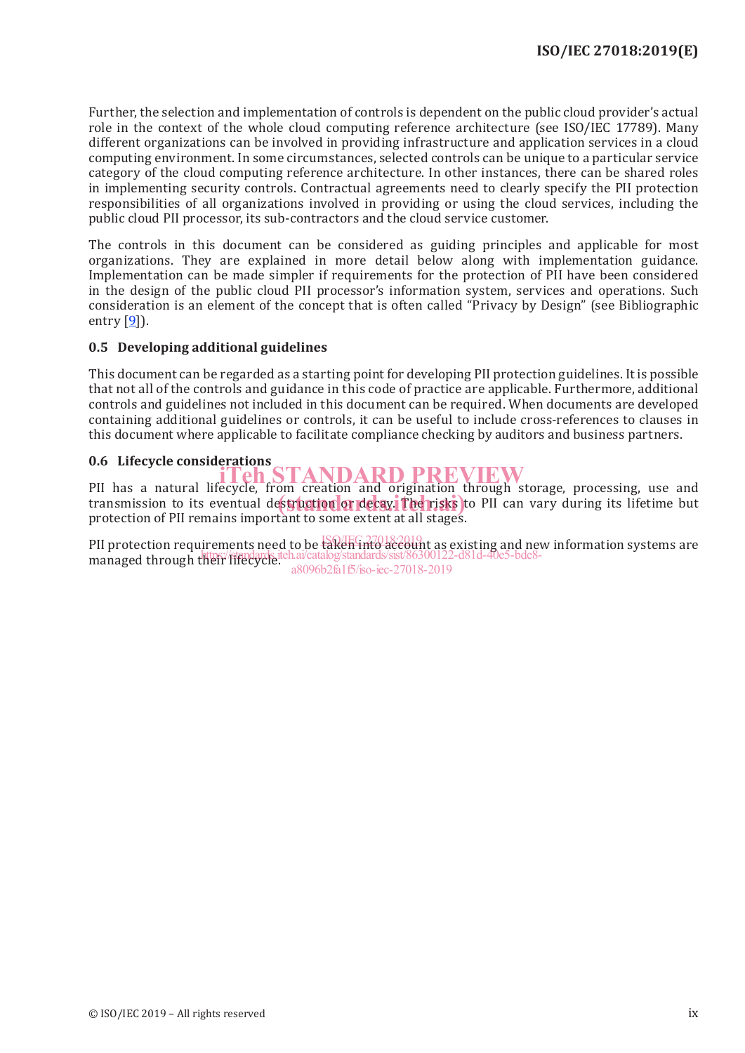Further, the selection and implementation of controls is dependent on the public cloud provider's actual role in the context of the whole cloud computing reference architecture (see ISO/IEC 17789). Many different organizations can be involved in providing infrastructure and application services in a cloud computing environment. In some circumstances, selected controls can be unique to a particular service category of the cloud computing reference architecture. In other instances, there can be shared roles in implementing security controls. Contractual agreements need to clearly specify the PII protection responsibilities of all organizations involved in providing or using the cloud services, including the public cloud PII processor, its sub-contractors and the cloud service customer.

The controls in this document can be considered as guiding principles and applicable for most organizations. They are explained in more detail below along with implementation guidance. Implementation can be made simpler if requirements for the protection of PII have been considered in the design of the public cloud PII processor's information system, services and operations. Such consideration is an element of the concept that is often called "Privacy by Design" (see Bibliographic entry [9]).

### 0.5 Developing additional guidelines

This document can be regarded as a starting point for developing PII protection guidelines. It is possible that not all of the controls and guidance in this code of practice are applicable. Furthermore, additional controls and guidelines not included in this document can be required. When documents are developed containing additional guidelines or controls, it can be useful to include cross-references to clauses in this document where applicable to facilitate compliance checking by auditors and business partners.

### 0.6 Lifecycle considerations

PII has a natural lifecycle, from creation and origination through storage, processing, use and transmission to its eventual destruction or decay. The risks to PII can vary during its lifetime but protection of PII remains important to some extent at all stages.

PII protection requirements need to be taken into account as existing and new information systems are managed through their lifecycle.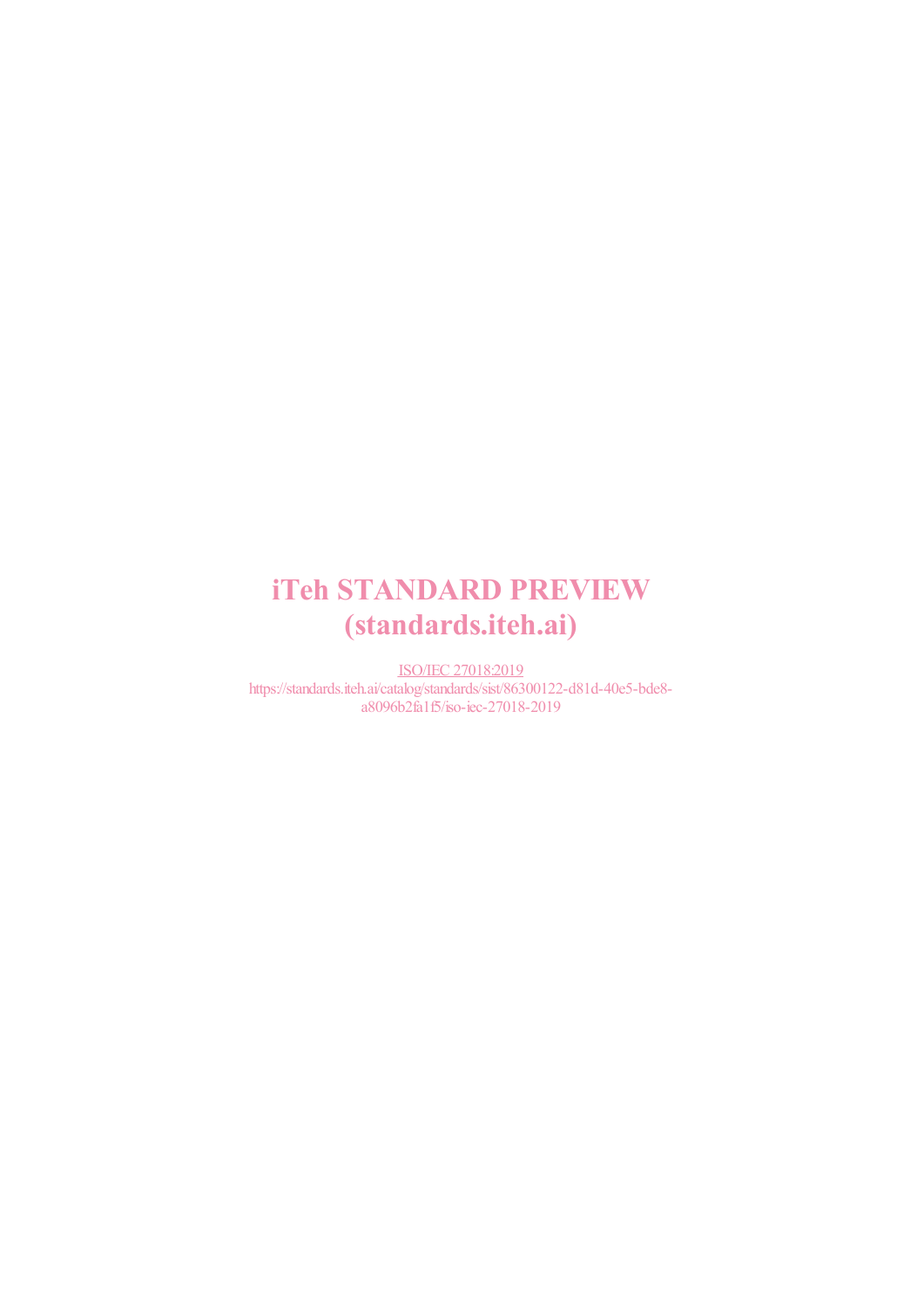iTeh STANDARD PREVIEW
(standards.iteh.ai)

ISO/IEC 27018:2019
https://standards.iteh.ai/catalog/standards/sist/86300122-d81d-40e5-bde8-a8096b2fa1f5/iso-iec-27018-2019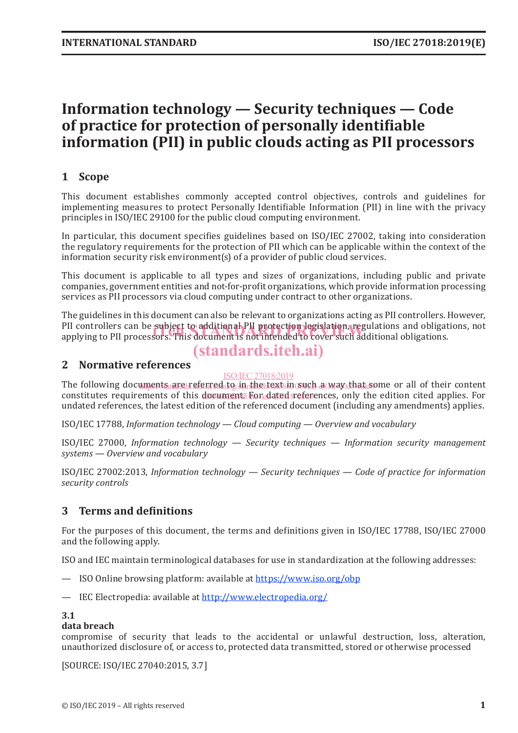# Information technology — Security techniques — Code of practice for protection of personally identifiable information (PII) in public clouds acting as PII processors

## 1 Scope

This document establishes commonly accepted control objectives, controls and guidelines for implementing measures to protect Personally Identifiable Information (PII) in line with the privacy principles in ISO/IEC 29100 for the public cloud computing environment.

In particular, this document specifies guidelines based on ISO/IEC 27002, taking into consideration the regulatory requirements for the protection of PII which can be applicable within the context of the information security risk environment(s) of a provider of public cloud services.

This document is applicable to all types and sizes of organizations, including public and private companies, government entities and not-for-profit organizations, which provide information processing services as PII processors via cloud computing under contract to other organizations.

The guidelines in this document can also be relevant to organizations acting as PII controllers. However, PII controllers can be subject to additional PII protection legislation, regulations and obligations, not applying to PII processors. This document is not intended to cover such additional obligations.

## 2 Normative references

The following documents are referred to in the text in such a way that some or all of their content constitutes requirements of this document. For dated references, only the edition cited applies. For undated references, the latest edition of the referenced document (including any amendments) applies.

ISO/IEC 17788, *Information technology — Cloud computing — Overview and vocabulary*

ISO/IEC 27000, *Information technology — Security techniques — Information security management systems — Overview and vocabulary*

ISO/IEC 27002:2013, *Information technology — Security techniques — Code of practice for information security controls*

## 3 Terms and definitions

For the purposes of this document, the terms and definitions given in ISO/IEC 17788, ISO/IEC 27000 and the following apply.

ISO and IEC maintain terminological databases for use in standardization at the following addresses:

— ISO Online browsing platform: available at https://www.iso.org/obp

— IEC Electropedia: available at http://www.electropedia.org/

**3.1**
**data breach**
compromise of security that leads to the accidental or unlawful destruction, loss, alteration, unauthorized disclosure of, or access to, protected data transmitted, stored or otherwise processed

[SOURCE: ISO/IEC 27040:2015, 3.7]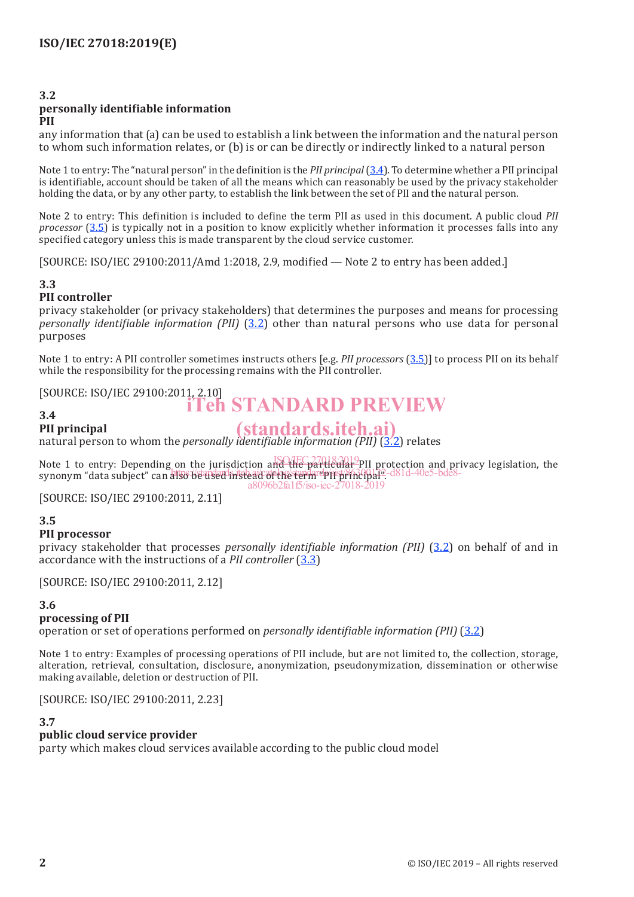### 3.2
**personally identifiable information**
**PII**
any information that (a) can be used to establish a link between the information and the natural person to whom such information relates, or (b) is or can be directly or indirectly linked to a natural person

Note 1 to entry: The "natural person" in the definition is the *PII principal* (3.4). To determine whether a PII principal is identifiable, account should be taken of all the means which can reasonably be used by the privacy stakeholder holding the data, or by any other party, to establish the link between the set of PII and the natural person.

Note 2 to entry: This definition is included to define the term PII as used in this document. A public cloud *PII processor* (3.5) is typically not in a position to know explicitly whether information it processes falls into any specified category unless this is made transparent by the cloud service customer.

[SOURCE: ISO/IEC 29100:2011/Amd 1:2018, 2.9, modified — Note 2 to entry has been added.]

### 3.3
**PII controller**
privacy stakeholder (or privacy stakeholders) that determines the purposes and means for processing *personally identifiable information (PII)* (3.2) other than natural persons who use data for personal purposes

Note 1 to entry: A PII controller sometimes instructs others [e.g. *PII processors* (3.5)] to process PII on its behalf while the responsibility for the processing remains with the PII controller.

[SOURCE: ISO/IEC 29100:2011, 2.10]

### 3.4
**PII principal**
natural person to whom the *personally identifiable information (PII)* (3.2) relates

Note 1 to entry: Depending on the jurisdiction and the particular PII protection and privacy legislation, the synonym "data subject" can also be used instead of the term "PII principal".

[SOURCE: ISO/IEC 29100:2011, 2.11]

### 3.5
**PII processor**
privacy stakeholder that processes *personally identifiable information (PII)* (3.2) on behalf of and in accordance with the instructions of a *PII controller* (3.3)

[SOURCE: ISO/IEC 29100:2011, 2.12]

### 3.6
**processing of PII**
operation or set of operations performed on *personally identifiable information (PII)* (3.2)

Note 1 to entry: Examples of processing operations of PII include, but are not limited to, the collection, storage, alteration, retrieval, consultation, disclosure, anonymization, pseudonymization, dissemination or otherwise making available, deletion or destruction of PII.

[SOURCE: ISO/IEC 29100:2011, 2.23]

### 3.7
**public cloud service provider**
party which makes cloud services available according to the public cloud model